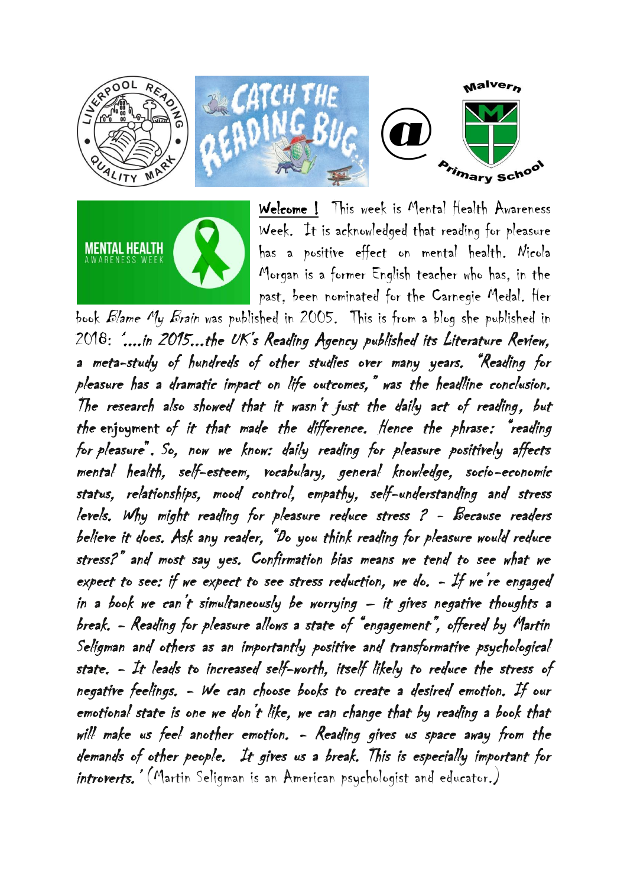**Welcome !** This week is Mental Health Awareness Week. It is acknowledged that reading for pleasure has a positive effect on mental health. Nicola Morgan is a former English teacher who has, in the past, been nominated for the Carnegie Medal. Her book *Blame My Brain* was published in 2005. This is from a blog she published in 2018: *'....in 2015...the UK's Reading Agency published its Literature Review, a meta-study of hundreds of other studies over many years. "Reading for pleasure has a dramatic impact on life outcomes," was the headline conclusion. The research also showed that it wasn't just the daily act of reading, but the enjoyment of it that made the difference. Hence the phrase: "reading for pleasure". So, now we know: daily reading for pleasure positively affects mental health, self-esteem, vocabulary, general knowledge, socio-economic status, relationships, mood control, empathy, self-understanding and stress levels. Why might reading for pleasure reduce stress ? - Because readers believe it does. Ask any reader, "Do you think reading for pleasure would reduce stress?" and most say yes. Confirmation bias means we tend to see what we expect to see: if we expect to see stress reduction, we do. - If we're engaged in a book we can't simultaneously be worrying – it gives negative thoughts a break. - Reading for pleasure allows a state of "engagement", offered by Martin Seligman and others as an importantly positive and transformative psychological state. - It leads to increased self-worth, itself likely to reduce the stress of negative feelings. - We can choose books to create a desired emotion. If our emotional state is one we don't like, we can change that by reading a book that will make us feel another emotion. - Reading gives us space away from the demands of other people. It gives us a break. This is especially important for introverts.'* (Martin Seligman is an American psychologist and educator.)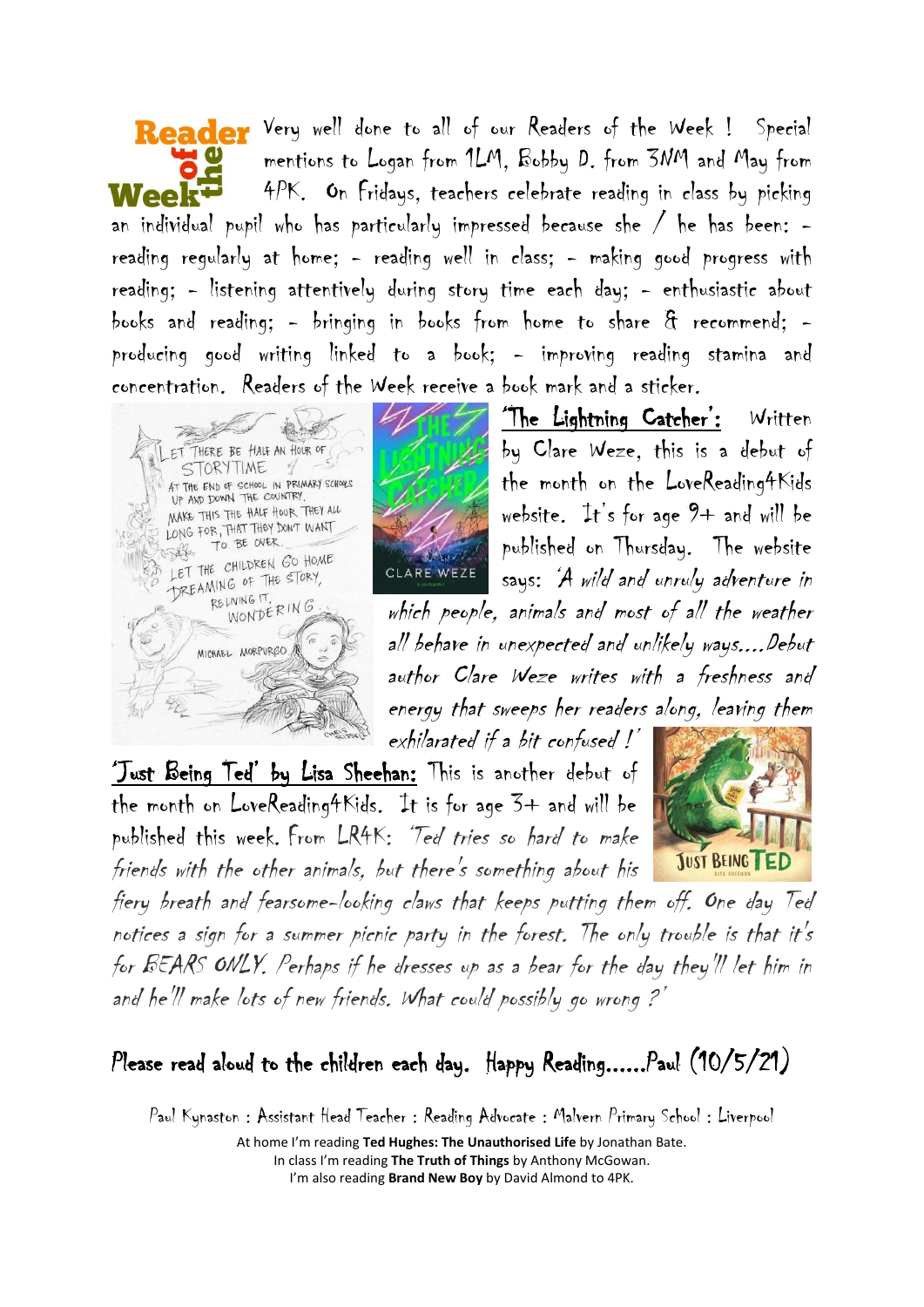**Reader of the Week** Very well done to all of our Readers of the Week ! Special mentions to Logan from 1LM, Bobby D. from 3NM and May from 4PK. On Fridays, teachers celebrate reading in class by picking an individual pupil who has particularly impressed because she / he has been: - reading regularly at home; - reading well in class; - making good progress with reading; - listening attentively during story time each day; - enthusiastic about books and reading; - bringing in books from home to share & recommend; - producing good writing linked to a book; - improving reading stamina and concentration. Readers of the Week receive a book mark and a sticker.

LET THERE BE HALF AN HOUR OF STORYTIME
AT THE END OF SCHOOL IN PRIMARY SCHOOLS UP AND DOWN THE COUNTRY.
MAKE THIS THE HALF HOUR THEY ALL LONG FOR, THAT THEY DON'T WANT TO BE OVER.
LET THE CHILDREN GO HOME DREAMING OF THE STORY, RELIVING IT, WONDERING.
MICHAEL MORPURGO

<u>'The Lightning Catcher':</u> Written by Clare Weze, this is a debut of the month on the LoveReading4Kids website. It's for age 9+ and will be published on Thursday. The website says: *'A wild and unruly adventure in which people, animals and most of all the weather all behave in unexpected and unlikely ways....Debut author Clare Weze writes with a freshness and energy that sweeps her readers along, leaving them exhilarated if a bit confused !'*

<u>'Just Being Ted' by Lisa Sheehan:</u> This is another debut of the month on LoveReading4Kids. It is for age 3+ and will be published this week. From LR4K: *'Ted tries so hard to make friends with the other animals, but there's something about his fiery breath and fearsome-looking claws that keeps putting them off. One day Ted notices a sign for a summer picnic party in the forest. The only trouble is that it's for BEARS ONLY. Perhaps if he dresses up as a bear for the day they'll let him in and he'll make lots of new friends. What could possibly go wrong ?'*

## Please read aloud to the children each day. Happy Reading......Paul (10/5/21)

Paul Kynaston : Assistant Head Teacher : Reading Advocate : Malvern Primary School : Liverpool

At home I'm reading **Ted Hughes: The Unauthorised Life** by Jonathan Bate.
In class I'm reading **The Truth of Things** by Anthony McGowan.
I'm also reading **Brand New Boy** by David Almond to 4PK.